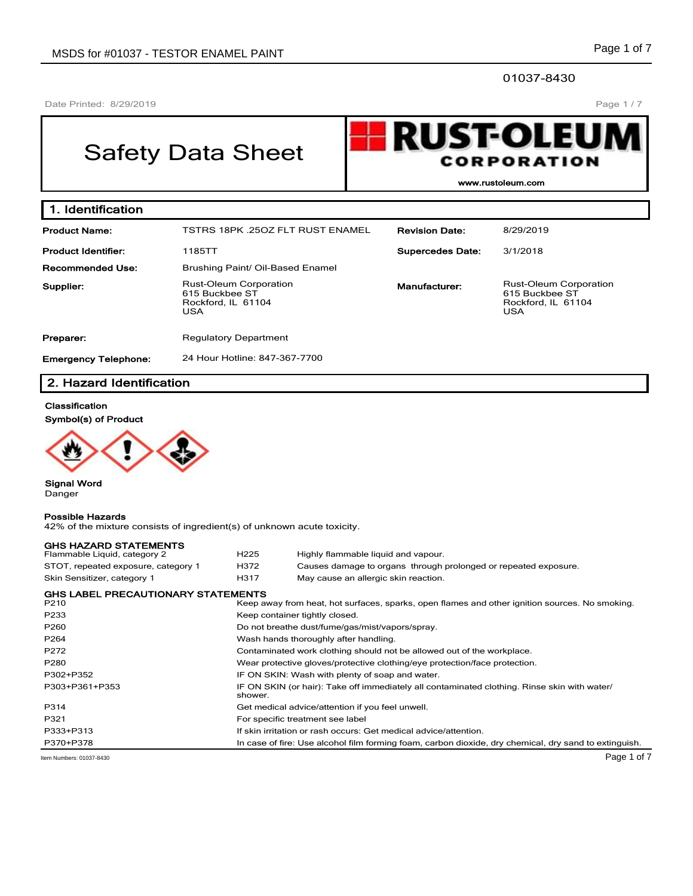01037-8430

Date Printed: 8/29/2019

# Safety Data Sheet

**RUST-OLEUM CORPORATION**

www.rustoleum.com

## 1. Identification

| | | | |
|---|---|---|---|
| **Product Name:** | TSTRS 18PK .25OZ FLT RUST ENAMEL | **Revision Date:** | 8/29/2019 |
| **Product Identifier:** | 1185TT | **Supercedes Date:** | 3/1/2018 |
| **Recommended Use:** | Brushing Paint/ Oil-Based Enamel | | |
| **Supplier:** | Rust-Oleum Corporation<br>615 Buckbee ST<br>Rockford, IL 61104<br>USA | **Manufacturer:** | Rust-Oleum Corporation<br>615 Buckbee ST<br>Rockford, IL 61104<br>USA |
| **Preparer:** | Regulatory Department | | |
| **Emergency Telephone:** | 24 Hour Hotline: 847-367-7700 | | |

## 2. Hazard Identification

**Classification**

**Symbol(s) of Product**

**Signal Word**
Danger

**Possible Hazards**
42% of the mixture consists of ingredient(s) of unknown acute toxicity.

**GHS HAZARD STATEMENTS**

| | | |
|---|---|---|
| Flammable Liquid, category 2 | H225 | Highly flammable liquid and vapour. |
| STOT, repeated exposure, category 1 | H372 | Causes damage to organs through prolonged or repeated exposure. |
| Skin Sensitizer, category 1 | H317 | May cause an allergic skin reaction. |

**GHS LABEL PRECAUTIONARY STATEMENTS**

| | |
|---|---|
| P210 | Keep away from heat, hot surfaces, sparks, open flames and other ignition sources. No smoking. |
| P233 | Keep container tightly closed. |
| P260 | Do not breathe dust/fume/gas/mist/vapors/spray. |
| P264 | Wash hands thoroughly after handling. |
| P272 | Contaminated work clothing should not be allowed out of the workplace. |
| P280 | Wear protective gloves/protective clothing/eye protection/face protection. |
| P302+P352 | IF ON SKIN: Wash with plenty of soap and water. |
| P303+P361+P353 | IF ON SKIN (or hair): Take off immediately all contaminated clothing. Rinse skin with water/ shower. |
| P314 | Get medical advice/attention if you feel unwell. |
| P321 | For specific treatment see label |
| P333+P313 | If skin irritation or rash occurs: Get medical advice/attention. |
| P370+P378 | In case of fire: Use alcohol film forming foam, carbon dioxide, dry chemical, dry sand to extinguish. |

Item Numbers: 01037-8430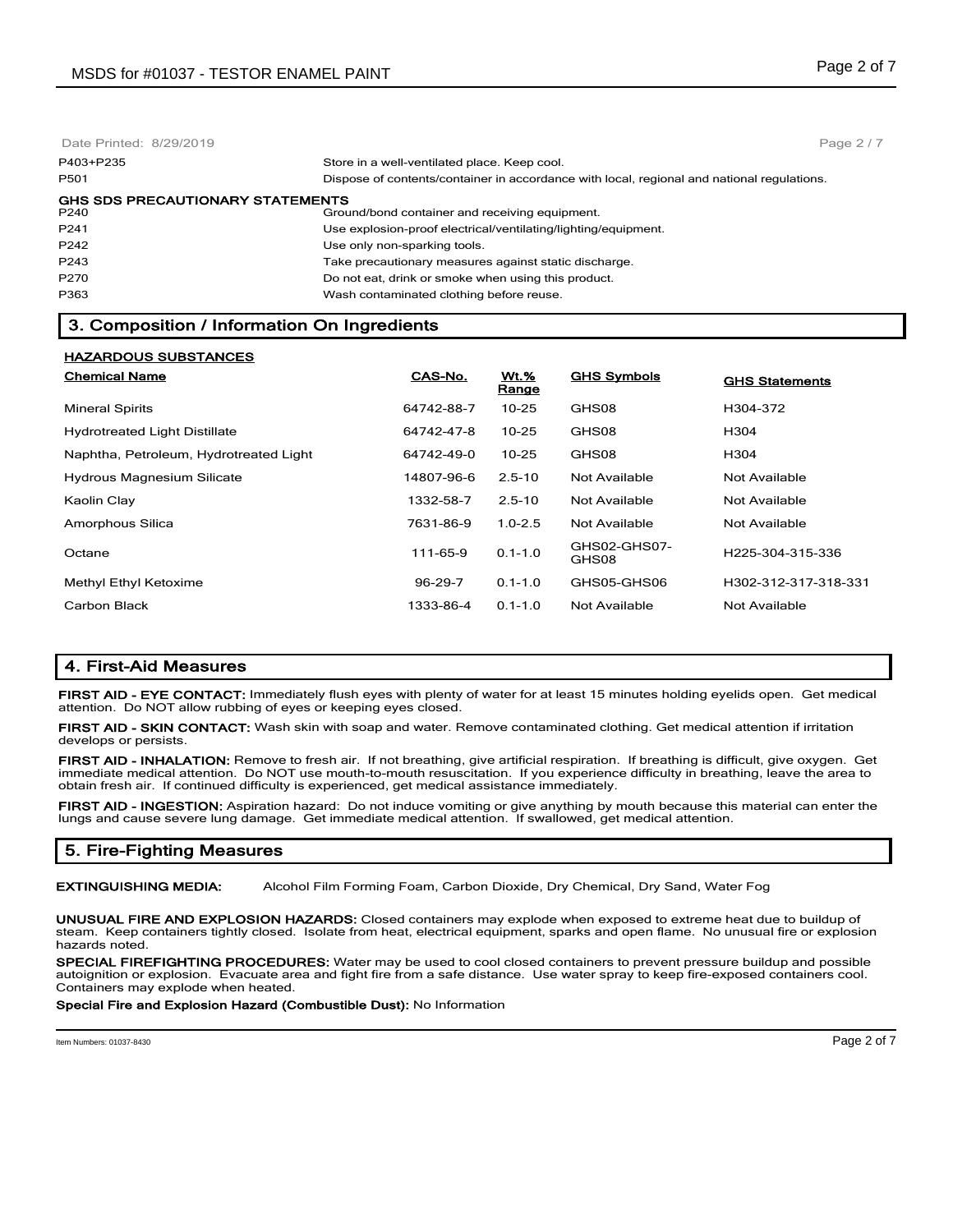| | |
|---|---|
| P403+P235 | Store in a well-ventilated place. Keep cool. |
| P501 | Dispose of contents/container in accordance with local, regional and national regulations. |

**GHS SDS PRECAUTIONARY STATEMENTS**

| | |
|---|---|
| P240 | Ground/bond container and receiving equipment. |
| P241 | Use explosion-proof electrical/ventilating/lighting/equipment. |
| P242 | Use only non-sparking tools. |
| P243 | Take precautionary measures against static discharge. |
| P270 | Do not eat, drink or smoke when using this product. |
| P363 | Wash contaminated clothing before reuse. |

## 3. Composition / Information On Ingredients

**HAZARDOUS SUBSTANCES**

| Chemical Name | CAS-No. | Wt.% Range | GHS Symbols | GHS Statements |
|---|---|---|---|---|
| Mineral Spirits | 64742-88-7 | 10-25 | GHS08 | H304-372 |
| Hydrotreated Light Distillate | 64742-47-8 | 10-25 | GHS08 | H304 |
| Naphtha, Petroleum, Hydrotreated Light | 64742-49-0 | 10-25 | GHS08 | H304 |
| Hydrous Magnesium Silicate | 14807-96-6 | 2.5-10 | Not Available | Not Available |
| Kaolin Clay | 1332-58-7 | 2.5-10 | Not Available | Not Available |
| Amorphous Silica | 7631-86-9 | 1.0-2.5 | Not Available | Not Available |
| Octane | 111-65-9 | 0.1-1.0 | GHS02-GHS07-GHS08 | H225-304-315-336 |
| Methyl Ethyl Ketoxime | 96-29-7 | 0.1-1.0 | GHS05-GHS06 | H302-312-317-318-331 |
| Carbon Black | 1333-86-4 | 0.1-1.0 | Not Available | Not Available |

## 4. First-Aid Measures

**FIRST AID - EYE CONTACT:** Immediately flush eyes with plenty of water for at least 15 minutes holding eyelids open. Get medical attention. Do NOT allow rubbing of eyes or keeping eyes closed.

**FIRST AID - SKIN CONTACT:** Wash skin with soap and water. Remove contaminated clothing. Get medical attention if irritation develops or persists.

**FIRST AID - INHALATION:** Remove to fresh air. If not breathing, give artificial respiration. If breathing is difficult, give oxygen. Get immediate medical attention. Do NOT use mouth-to-mouth resuscitation. If you experience difficulty in breathing, leave the area to obtain fresh air. If continued difficulty is experienced, get medical assistance immediately.

**FIRST AID - INGESTION:** Aspiration hazard: Do not induce vomiting or give anything by mouth because this material can enter the lungs and cause severe lung damage. Get immediate medical attention. If swallowed, get medical attention.

## 5. Fire-Fighting Measures

**EXTINGUISHING MEDIA:** Alcohol Film Forming Foam, Carbon Dioxide, Dry Chemical, Dry Sand, Water Fog

**UNUSUAL FIRE AND EXPLOSION HAZARDS:** Closed containers may explode when exposed to extreme heat due to buildup of steam. Keep containers tightly closed. Isolate from heat, electrical equipment, sparks and open flame. No unusual fire or explosion hazards noted.

**SPECIAL FIREFIGHTING PROCEDURES:** Water may be used to cool closed containers to prevent pressure buildup and possible autoignition or explosion. Evacuate area and fight fire from a safe distance. Use water spray to keep fire-exposed containers cool. Containers may explode when heated.

**Special Fire and Explosion Hazard (Combustible Dust):** No Information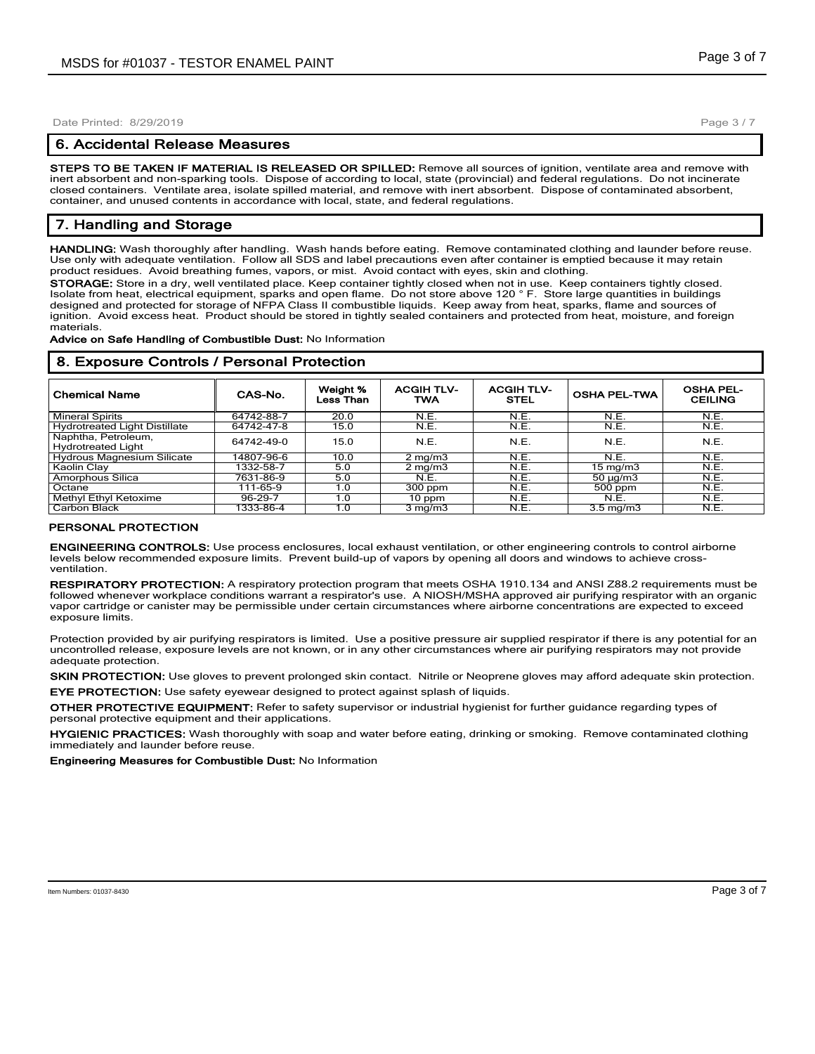## 6. Accidental Release Measures

**STEPS TO BE TAKEN IF MATERIAL IS RELEASED OR SPILLED:** Remove all sources of ignition, ventilate area and remove with inert absorbent and non-sparking tools. Dispose of according to local, state (provincial) and federal regulations. Do not incinerate closed containers. Ventilate area, isolate spilled material, and remove with inert absorbent. Dispose of contaminated absorbent, container, and unused contents in accordance with local, state, and federal regulations.

## 7. Handling and Storage

**HANDLING:** Wash thoroughly after handling. Wash hands before eating. Remove contaminated clothing and launder before reuse. Use only with adequate ventilation. Follow all SDS and label precautions even after container is emptied because it may retain product residues. Avoid breathing fumes, vapors, or mist. Avoid contact with eyes, skin and clothing.

**STORAGE:** Store in a dry, well ventilated place. Keep container tightly closed when not in use. Keep containers tightly closed. Isolate from heat, electrical equipment, sparks and open flame. Do not store above 120 ° F. Store large quantities in buildings designed and protected for storage of NFPA Class II combustible liquids. Keep away from heat, sparks, flame and sources of ignition. Avoid excess heat. Product should be stored in tightly sealed containers and protected from heat, moisture, and foreign materials.

**Advice on Safe Handling of Combustible Dust:** No Information

## 8. Exposure Controls / Personal Protection

| Chemical Name | CAS-No. | Weight % Less Than | ACGIH TLV-TWA | ACGIH TLV-STEL | OSHA PEL-TWA | OSHA PEL-CEILING |
|---|---|---|---|---|---|---|
| Mineral Spirits | 64742-88-7 | 20.0 | N.E. | N.E. | N.E. | N.E. |
| Hydrotreated Light Distillate | 64742-47-8 | 15.0 | N.E. | N.E. | N.E. | N.E. |
| Naphtha, Petroleum, Hydrotreated Light | 64742-49-0 | 15.0 | N.E. | N.E. | N.E. | N.E. |
| Hydrous Magnesium Silicate | 14807-96-6 | 10.0 | 2 mg/m3 | N.E. | N.E. | N.E. |
| Kaolin Clay | 1332-58-7 | 5.0 | 2 mg/m3 | N.E. | 15 mg/m3 | N.E. |
| Amorphous Silica | 7631-86-9 | 5.0 | N.E. | N.E. | 50 µg/m3 | N.E. |
| Octane | 111-65-9 | 1.0 | 300 ppm | N.E. | 500 ppm | N.E. |
| Methyl Ethyl Ketoxime | 96-29-7 | 1.0 | 10 ppm | N.E. | N.E. | N.E. |
| Carbon Black | 1333-86-4 | 1.0 | 3 mg/m3 | N.E. | 3.5 mg/m3 | N.E. |

### PERSONAL PROTECTION

**ENGINEERING CONTROLS:** Use process enclosures, local exhaust ventilation, or other engineering controls to control airborne levels below recommended exposure limits. Prevent build-up of vapors by opening all doors and windows to achieve cross-ventilation.

**RESPIRATORY PROTECTION:** A respiratory protection program that meets OSHA 1910.134 and ANSI Z88.2 requirements must be followed whenever workplace conditions warrant a respirator's use. A NIOSH/MSHA approved air purifying respirator with an organic vapor cartridge or canister may be permissible under certain circumstances where airborne concentrations are expected to exceed exposure limits.

Protection provided by air purifying respirators is limited. Use a positive pressure air supplied respirator if there is any potential for an uncontrolled release, exposure levels are not known, or in any other circumstances where air purifying respirators may not provide adequate protection.

**SKIN PROTECTION:** Use gloves to prevent prolonged skin contact. Nitrile or Neoprene gloves may afford adequate skin protection.

**EYE PROTECTION:** Use safety eyewear designed to protect against splash of liquids.

**OTHER PROTECTIVE EQUIPMENT:** Refer to safety supervisor or industrial hygienist for further guidance regarding types of personal protective equipment and their applications.

**HYGIENIC PRACTICES:** Wash thoroughly with soap and water before eating, drinking or smoking. Remove contaminated clothing immediately and launder before reuse.

**Engineering Measures for Combustible Dust:** No Information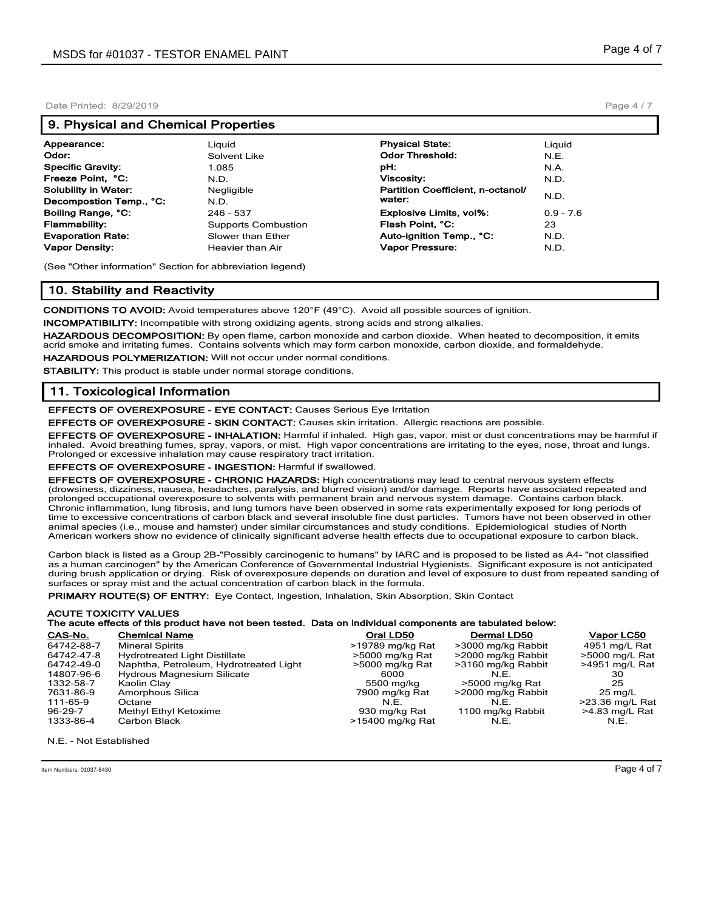## 9. Physical and Chemical Properties

| | | | |
|---|---|---|---|
| **Appearance:** | Liquid | **Physical State:** | Liquid |
| **Odor:** | Solvent Like | **Odor Threshold:** | N.E. |
| **Specific Gravity:** | 1.085 | **pH:** | N.A. |
| **Freeze Point, °C:** | N.D. | **Viscosity:** | N.D. |
| **Solubility in Water:** | Negligible | **Partition Coefficient, n-octanol/ water:** | N.D. |
| **Decompostion Temp., °C:** | N.D. | | |
| **Boiling Range, °C:** | 246 - 537 | **Explosive Limits, vol%:** | 0.9 - 7.6 |
| **Flammability:** | Supports Combustion | **Flash Point, °C:** | 23 |
| **Evaporation Rate:** | Slower than Ether | **Auto-ignition Temp., °C:** | N.D. |
| **Vapor Density:** | Heavier than Air | **Vapor Pressure:** | N.D. |

(See "Other information" Section for abbreviation legend)

## 10. Stability and Reactivity

**CONDITIONS TO AVOID:** Avoid temperatures above 120°F (49°C). Avoid all possible sources of ignition.

**INCOMPATIBILITY:** Incompatible with strong oxidizing agents, strong acids and strong alkalies.

**HAZARDOUS DECOMPOSITION:** By open flame, carbon monoxide and carbon dioxide. When heated to decomposition, it emits acrid smoke and irritating fumes. Contains solvents which may form carbon monoxide, carbon dioxide, and formaldehyde.

**HAZARDOUS POLYMERIZATION:** Will not occur under normal conditions.

**STABILITY:** This product is stable under normal storage conditions.

## 11. Toxicological Information

**EFFECTS OF OVEREXPOSURE - EYE CONTACT:** Causes Serious Eye Irritation

**EFFECTS OF OVEREXPOSURE - SKIN CONTACT:** Causes skin irritation. Allergic reactions are possible.

**EFFECTS OF OVEREXPOSURE - INHALATION:** Harmful if inhaled. High gas, vapor, mist or dust concentrations may be harmful if inhaled. Avoid breathing fumes, spray, vapors, or mist. High vapor concentrations are irritating to the eyes, nose, throat and lungs. Prolonged or excessive inhalation may cause respiratory tract irritation.

**EFFECTS OF OVEREXPOSURE - INGESTION:** Harmful if swallowed.

**EFFECTS OF OVEREXPOSURE - CHRONIC HAZARDS:** High concentrations may lead to central nervous system effects (drowsiness, dizziness, nausea, headaches, paralysis, and blurred vision) and/or damage. Reports have associated repeated and prolonged occupational overexposure to solvents with permanent brain and nervous system damage. Contains carbon black. Chronic inflammation, lung fibrosis, and lung tumors have been observed in some rats experimentally exposed for long periods of time to excessive concentrations of carbon black and several insoluble fine dust particles. Tumors have not been observed in other animal species (i.e., mouse and hamster) under similar circumstances and study conditions. Epidemiological studies of North American workers show no evidence of clinically significant adverse health effects due to occupational exposure to carbon black.

Carbon black is listed as a Group 2B-"Possibly carcinogenic to humans" by IARC and is proposed to be listed as A4- "not classified as a human carcinogen" by the American Conference of Governmental Industrial Hygienists. Significant exposure is not anticipated during brush application or drying. Risk of overexposure depends on duration and level of exposure to dust from repeated sanding of surfaces or spray mist and the actual concentration of carbon black in the formula.

**PRIMARY ROUTE(S) OF ENTRY:** Eye Contact, Ingestion, Inhalation, Skin Absorption, Skin Contact

**ACUTE TOXICITY VALUES**
**The acute effects of this product have not been tested. Data on individual components are tabulated below:**

| CAS-No. | Chemical Name | Oral LD50 | Dermal LD50 | Vapor LC50 |
|---|---|---|---|---|
| 64742-88-7 | Mineral Spirits | >19789 mg/kg Rat | >3000 mg/kg Rabbit | 4951 mg/L Rat |
| 64742-47-8 | Hydrotreated Light Distillate | >5000 mg/kg Rat | >2000 mg/kg Rabbit | >5000 mg/L Rat |
| 64742-49-0 | Naphtha, Petroleum, Hydrotreated Light | >5000 mg/kg Rat | >3160 mg/kg Rabbit | >4951 mg/L Rat |
| 14807-96-6 | Hydrous Magnesium Silicate | 6000 | N.E. | 30 |
| 1332-58-7 | Kaolin Clay | 5500 mg/kg | >5000 mg/kg Rat | 25 |
| 7631-86-9 | Amorphous Silica | 7900 mg/kg Rat | >2000 mg/kg Rabbit | 25 mg/L |
| 111-65-9 | Octane | N.E. | N.E. | >23.36 mg/L Rat |
| 96-29-7 | Methyl Ethyl Ketoxime | 930 mg/kg Rat | 1100 mg/kg Rabbit | >4.83 mg/L Rat |
| 1333-86-4 | Carbon Black | >15400 mg/kg Rat | N.E. | N.E. |

N.E. - Not Established

Item Numbers: 01037-8430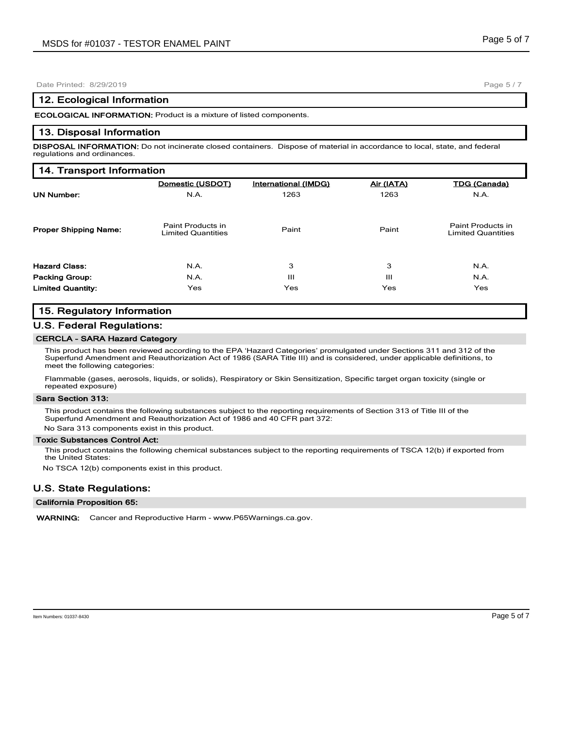## 12. Ecological Information

**ECOLOGICAL INFORMATION:** Product is a mixture of listed components.

## 13. Disposal Information

**DISPOSAL INFORMATION:** Do not incinerate closed containers. Dispose of material in accordance to local, state, and federal regulations and ordinances.

## 14. Transport Information

| | Domestic (USDOT) | International (IMDG) | Air (IATA) | TDG (Canada) |
|---|---|---|---|---|
| **UN Number:** | N.A. | 1263 | 1263 | N.A. |
| **Proper Shipping Name:** | Paint Products in Limited Quantities | Paint | Paint | Paint Products in Limited Quantities |
| **Hazard Class:** | N.A. | 3 | 3 | N.A. |
| **Packing Group:** | N.A. | III | III | N.A. |
| **Limited Quantity:** | Yes | Yes | Yes | Yes |

## 15. Regulatory Information

### U.S. Federal Regulations:

#### CERCLA - SARA Hazard Category

This product has been reviewed according to the EPA 'Hazard Categories' promulgated under Sections 311 and 312 of the Superfund Amendment and Reauthorization Act of 1986 (SARA Title III) and is considered, under applicable definitions, to meet the following categories:

Flammable (gases, aerosols, liquids, or solids), Respiratory or Skin Sensitization, Specific target organ toxicity (single or repeated exposure)

#### Sara Section 313:

This product contains the following substances subject to the reporting requirements of Section 313 of Title III of the Superfund Amendment and Reauthorization Act of 1986 and 40 CFR part 372:

No Sara 313 components exist in this product.

#### Toxic Substances Control Act:

This product contains the following chemical substances subject to the reporting requirements of TSCA 12(b) if exported from the United States:

No TSCA 12(b) components exist in this product.

### U.S. State Regulations:

#### California Proposition 65:

**WARNING:** Cancer and Reproductive Harm - www.P65Warnings.ca.gov.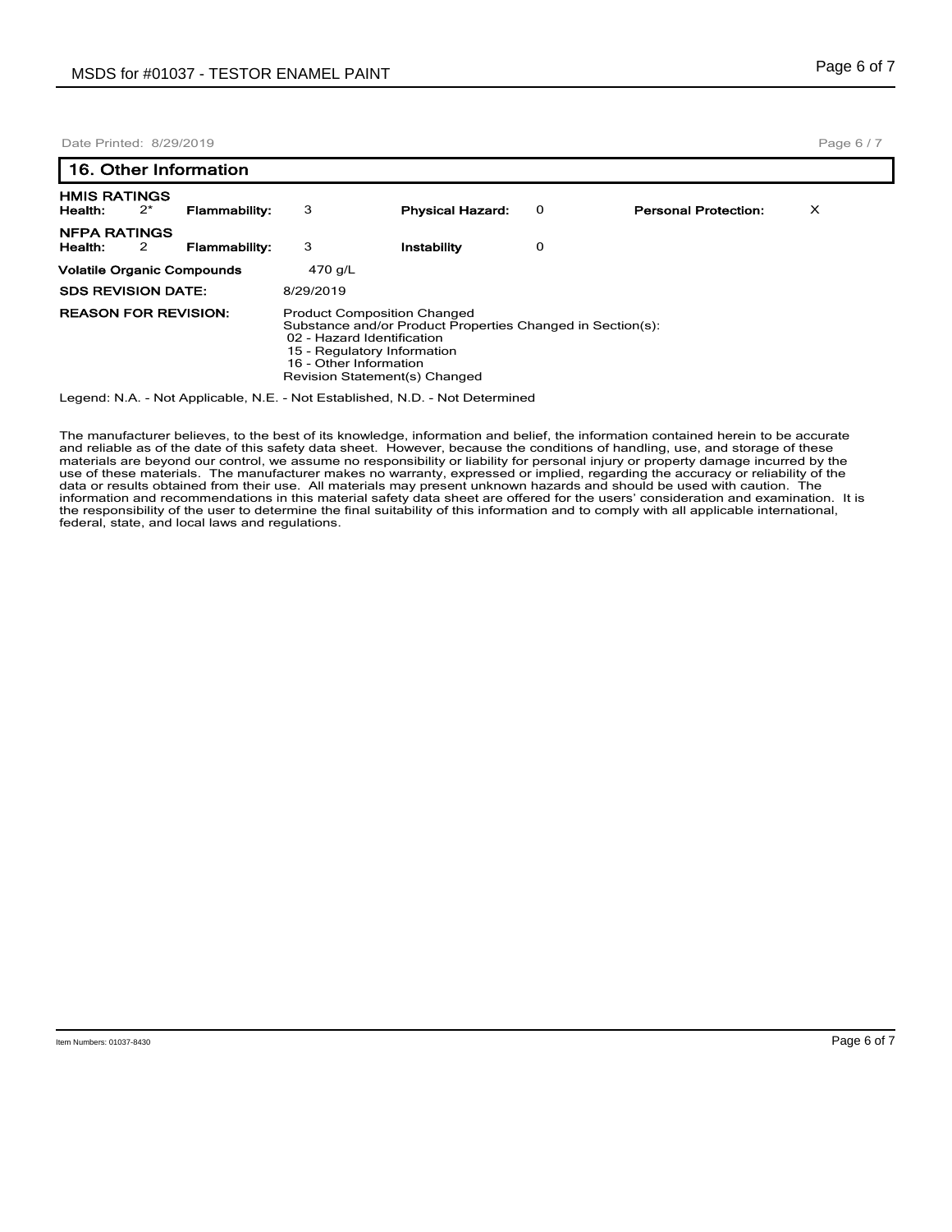Date Printed: 8/29/2019

## 16. Other Information

**HMIS RATINGS**

| **Health:** | 2* | **Flammability:** | 3 | **Physical Hazard:** | 0 | **Personal Protection:** | X |
|---|---|---|---|---|---|---|---|

**NFPA RATINGS**

| **Health:** | 2 | **Flammability:** | 3 | **Instability** | 0 |
|---|---|---|---|---|---|

**Volatile Organic Compounds** 470 g/L

**SDS REVISION DATE:** 8/29/2019

**REASON FOR REVISION:** Product Composition Changed
Substance and/or Product Properties Changed in Section(s):
02 - Hazard Identification
15 - Regulatory Information
16 - Other Information
Revision Statement(s) Changed

Legend: N.A. - Not Applicable, N.E. - Not Established, N.D. - Not Determined

The manufacturer believes, to the best of its knowledge, information and belief, the information contained herein to be accurate and reliable as of the date of this safety data sheet. However, because the conditions of handling, use, and storage of these materials are beyond our control, we assume no responsibility or liability for personal injury or property damage incurred by the use of these materials. The manufacturer makes no warranty, expressed or implied, regarding the accuracy or reliability of the data or results obtained from their use. All materials may present unknown hazards and should be used with caution. The information and recommendations in this material safety data sheet are offered for the users' consideration and examination. It is the responsibility of the user to determine the final suitability of this information and to comply with all applicable international, federal, state, and local laws and regulations.

Item Numbers: 01037-8430